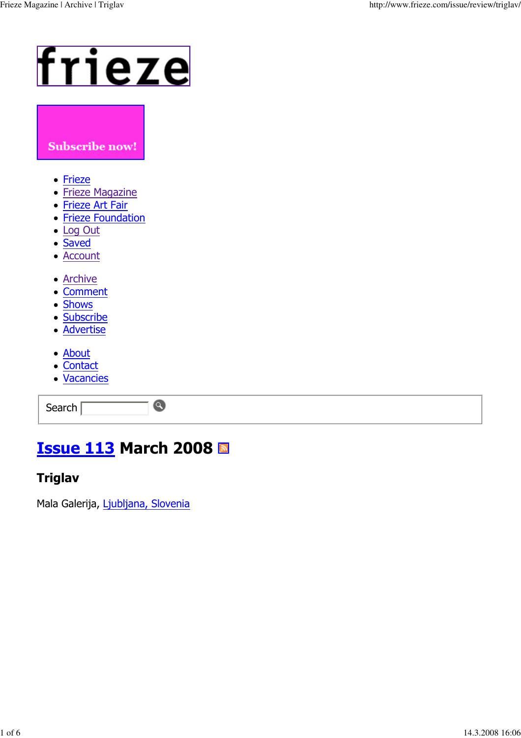frieze

Subscribe now!

- Frieze
- Frieze Magazine
- Frieze Art Fair
- Frieze Foundation
- Log Out
- Saved
- Account

- Archive
- Comment
- Shows
- Subscribe
- Advertise

- About
- Contact
- Vacancies

Search

# Issue 113 March 2008

## Triglav

Mala Galerija, Ljubljana, Slovenia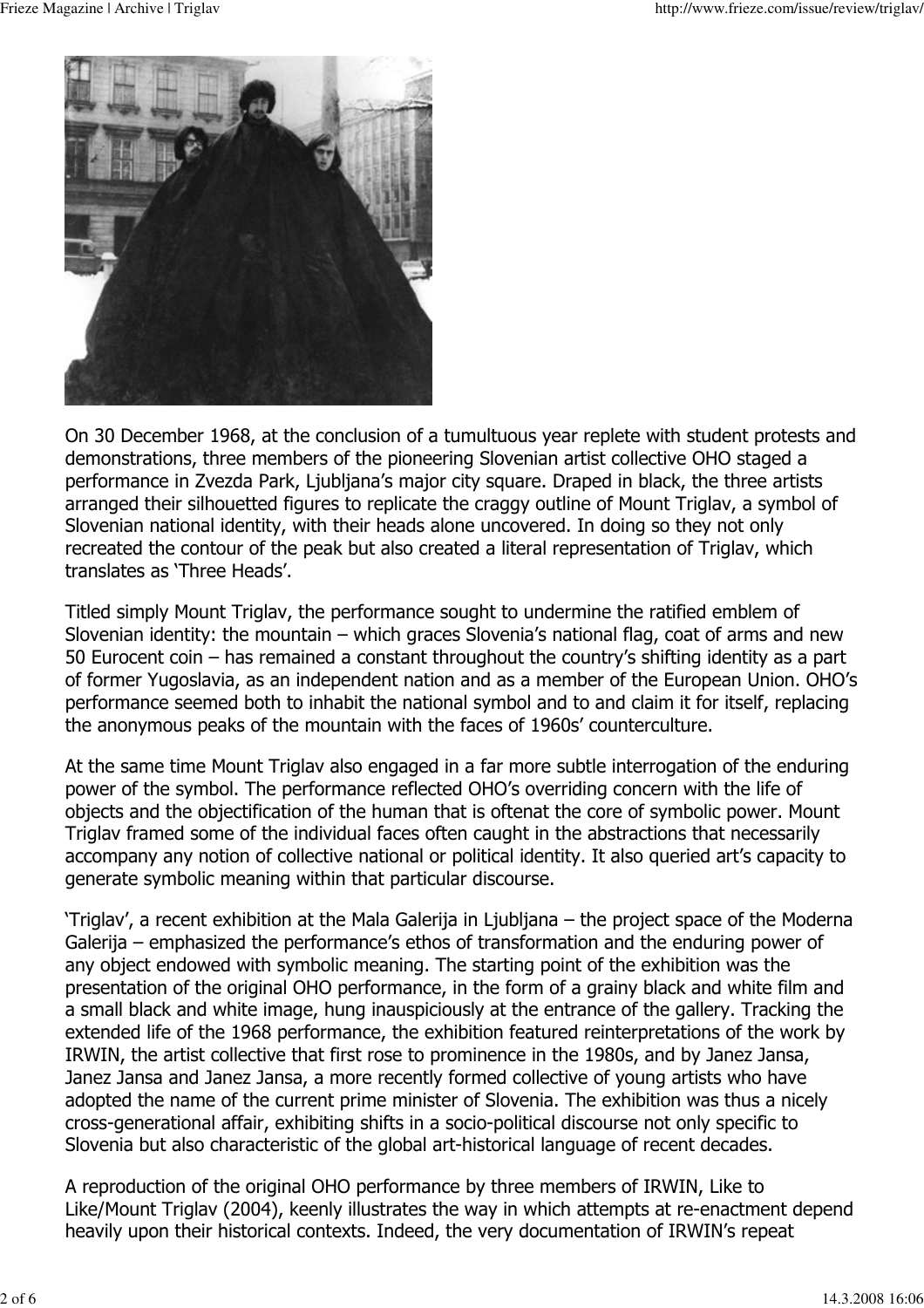On 30 December 1968, at the conclusion of a tumultuous year replete with student protests and demonstrations, three members of the pioneering Slovenian artist collective OHO staged a performance in Zvezda Park, Ljubljana's major city square. Draped in black, the three artists arranged their silhouetted figures to replicate the craggy outline of Mount Triglav, a symbol of Slovenian national identity, with their heads alone uncovered. In doing so they not only recreated the contour of the peak but also created a literal representation of Triglav, which translates as 'Three Heads'.

Titled simply Mount Triglav, the performance sought to undermine the ratified emblem of Slovenian identity: the mountain – which graces Slovenia's national flag, coat of arms and new 50 Eurocent coin – has remained a constant throughout the country's shifting identity as a part of former Yugoslavia, as an independent nation and as a member of the European Union. OHO's performance seemed both to inhabit the national symbol and to and claim it for itself, replacing the anonymous peaks of the mountain with the faces of 1960s' counterculture.

At the same time Mount Triglav also engaged in a far more subtle interrogation of the enduring power of the symbol. The performance reflected OHO's overriding concern with the life of objects and the objectification of the human that is oftenat the core of symbolic power. Mount Triglav framed some of the individual faces often caught in the abstractions that necessarily accompany any notion of collective national or political identity. It also queried art's capacity to generate symbolic meaning within that particular discourse.

'Triglav', a recent exhibition at the Mala Galerija in Ljubljana – the project space of the Moderna Galerija – emphasized the performance's ethos of transformation and the enduring power of any object endowed with symbolic meaning. The starting point of the exhibition was the presentation of the original OHO performance, in the form of a grainy black and white film and a small black and white image, hung inauspiciously at the entrance of the gallery. Tracking the extended life of the 1968 performance, the exhibition featured reinterpretations of the work by IRWIN, the artist collective that first rose to prominence in the 1980s, and by Janez Jansa, Janez Jansa and Janez Jansa, a more recently formed collective of young artists who have adopted the name of the current prime minister of Slovenia. The exhibition was thus a nicely cross-generational affair, exhibiting shifts in a socio-political discourse not only specific to Slovenia but also characteristic of the global art-historical language of recent decades.

A reproduction of the original OHO performance by three members of IRWIN, Like to Like/Mount Triglav (2004), keenly illustrates the way in which attempts at re-enactment depend heavily upon their historical contexts. Indeed, the very documentation of IRWIN's repeat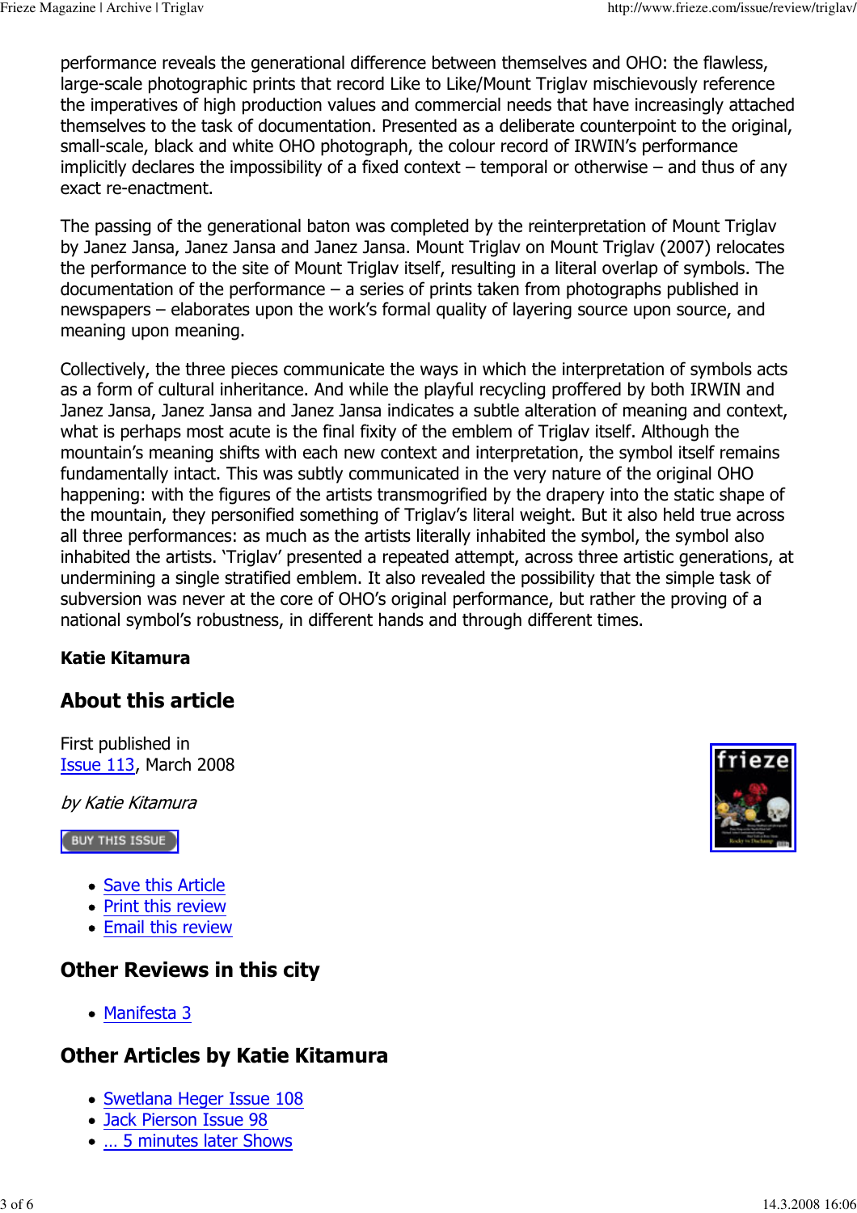performance reveals the generational difference between themselves and OHO: the flawless, large-scale photographic prints that record Like to Like/Mount Triglav mischievously reference the imperatives of high production values and commercial needs that have increasingly attached themselves to the task of documentation. Presented as a deliberate counterpoint to the original, small-scale, black and white OHO photograph, the colour record of IRWIN's performance implicitly declares the impossibility of a fixed context – temporal or otherwise – and thus of any exact re-enactment.

The passing of the generational baton was completed by the reinterpretation of Mount Triglav by Janez Jansa, Janez Jansa and Janez Jansa. Mount Triglav on Mount Triglav (2007) relocates the performance to the site of Mount Triglav itself, resulting in a literal overlap of symbols. The documentation of the performance – a series of prints taken from photographs published in newspapers – elaborates upon the work's formal quality of layering source upon source, and meaning upon meaning.

Collectively, the three pieces communicate the ways in which the interpretation of symbols acts as a form of cultural inheritance. And while the playful recycling proffered by both IRWIN and Janez Jansa, Janez Jansa and Janez Jansa indicates a subtle alteration of meaning and context, what is perhaps most acute is the final fixity of the emblem of Triglav itself. Although the mountain's meaning shifts with each new context and interpretation, the symbol itself remains fundamentally intact. This was subtly communicated in the very nature of the original OHO happening: with the figures of the artists transmogrified by the drapery into the static shape of the mountain, they personified something of Triglav's literal weight. But it also held true across all three performances: as much as the artists literally inhabited the symbol, the symbol also inhabited the artists. 'Triglav' presented a repeated attempt, across three artistic generations, at undermining a single stratified emblem. It also revealed the possibility that the simple task of subversion was never at the core of OHO's original performance, but rather the proving of a national symbol's robustness, in different hands and through different times.

**Katie Kitamura**

## About this article

First published in
Issue 113, March 2008

*by Katie Kitamura*

BUY THIS ISSUE

- Save this Article
- Print this review
- Email this review

## Other Reviews in this city

- Manifesta 3

## Other Articles by Katie Kitamura

- Swetlana Heger Issue 108
- Jack Pierson Issue 98
- ... 5 minutes later Shows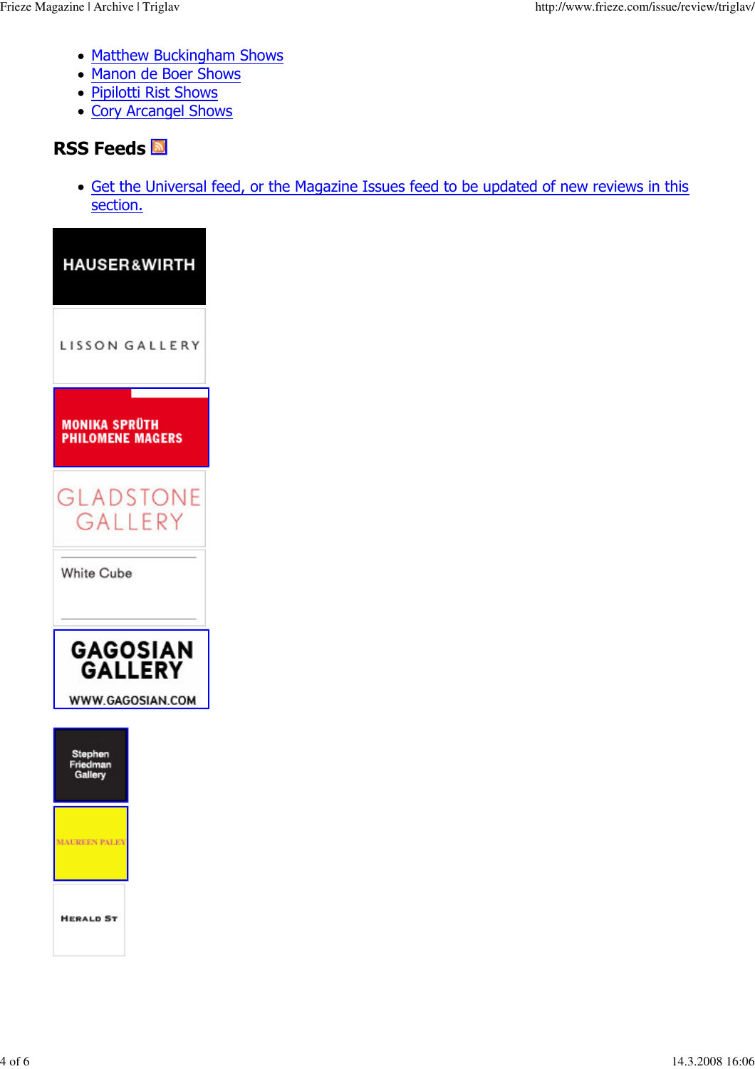- Matthew Buckingham Shows
- Manon de Boer Shows
- Pipilotti Rist Shows
- Cory Arcangel Shows

## RSS Feeds

- Get the Universal feed, or the Magazine Issues feed to be updated of new reviews in this section.

HAUSER&WIRTH

LISSON GALLERY

MONIKA SPRÜTH PHILOMENE MAGERS

GLADSTONE GALLERY

White Cube

GAGOSIAN GALLERY WWW.GAGOSIAN.COM

Stephen Friedman Gallery

MAUREEN PALEY

HERALD ST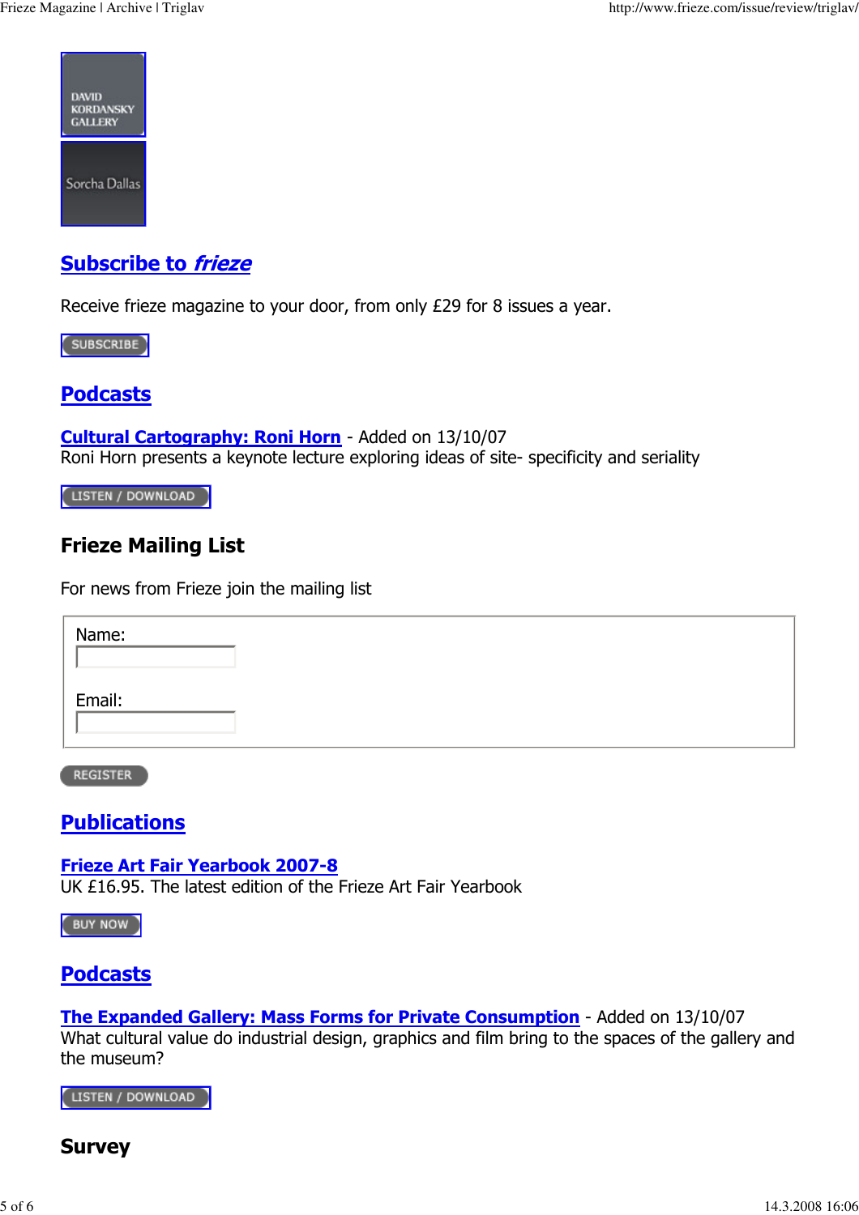DAVID KORDANSKY GALLERY

Sorcha Dallas

## Subscribe to *frieze*

Receive frieze magazine to your door, from only £29 for 8 issues a year.

SUBSCRIBE

## Podcasts

**Cultural Cartography: Roni Horn** - Added on 13/10/07
Roni Horn presents a keynote lecture exploring ideas of site- specificity and seriality

LISTEN / DOWNLOAD

## Frieze Mailing List

For news from Frieze join the mailing list

Name:

Email:

REGISTER

## Publications

**Frieze Art Fair Yearbook 2007-8**
UK £16.95. The latest edition of the Frieze Art Fair Yearbook

BUY NOW

## Podcasts

**The Expanded Gallery: Mass Forms for Private Consumption** - Added on 13/10/07
What cultural value do industrial design, graphics and film bring to the spaces of the gallery and the museum?

LISTEN / DOWNLOAD

## Survey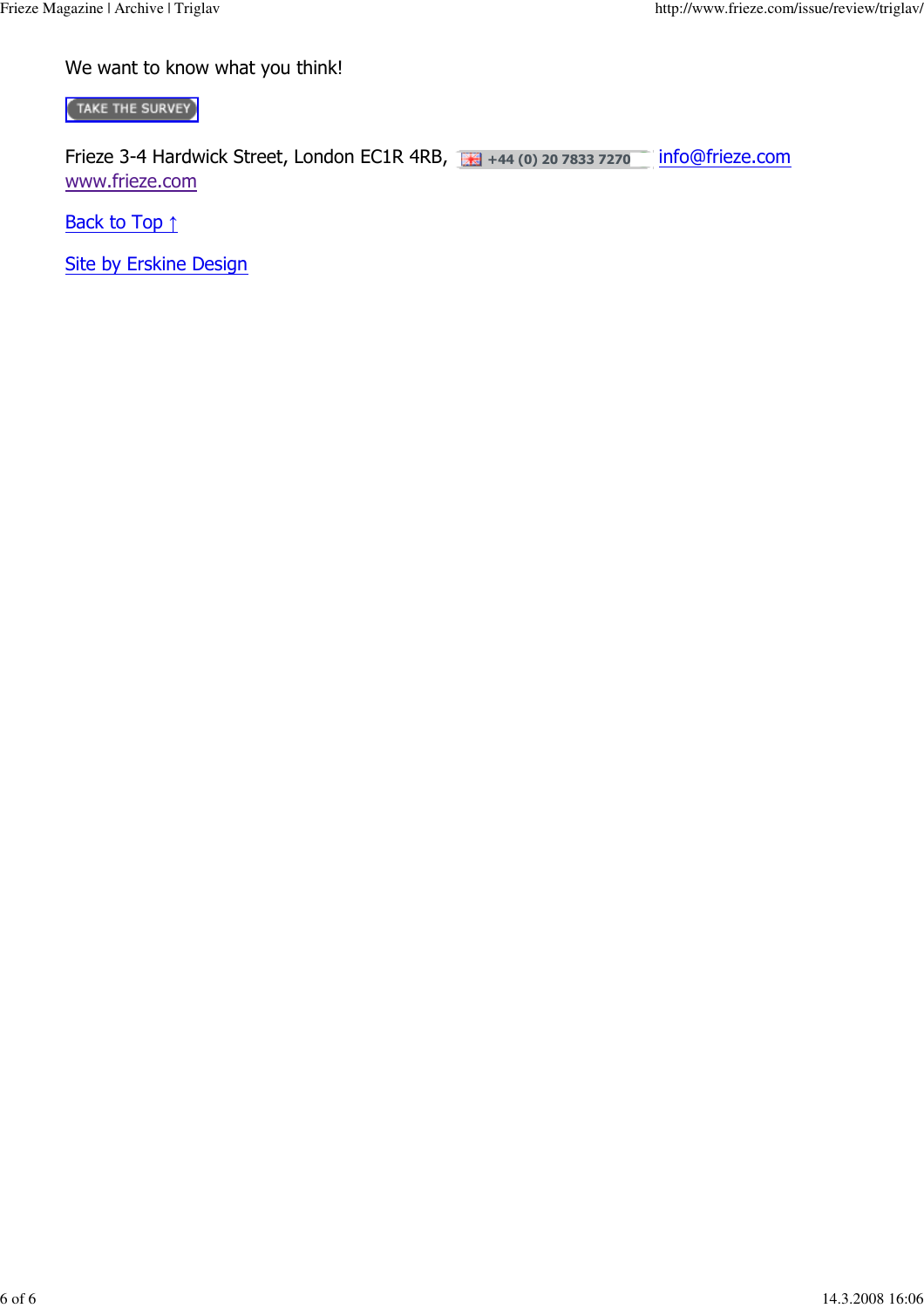We want to know what you think!

TAKE THE SURVEY

Frieze 3-4 Hardwick Street, London EC1R 4RB, +44 (0) 20 7833 7270 info@frieze.com
www.frieze.com

Back to Top ↑

Site by Erskine Design